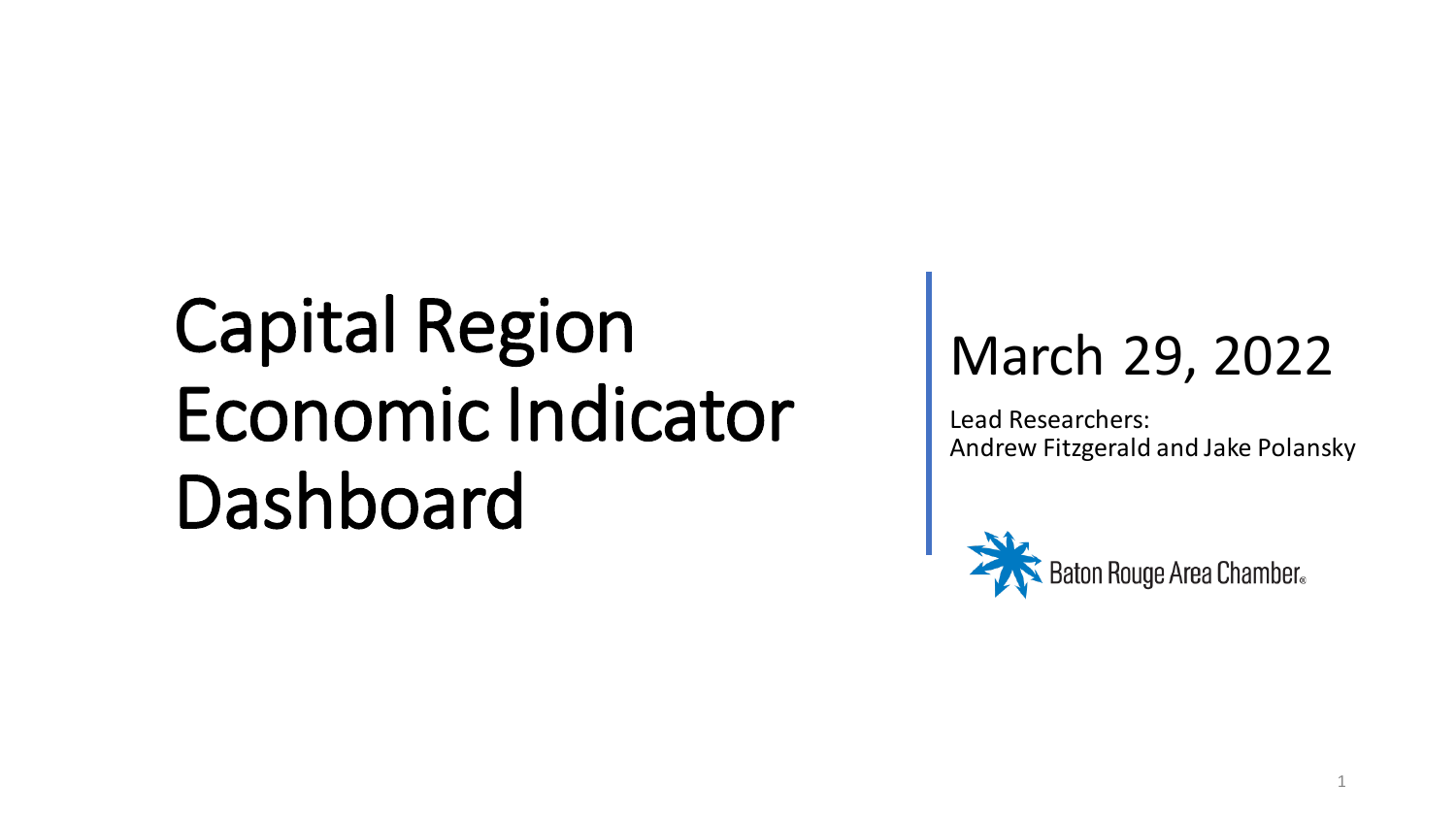# Capital Region Economic Indicator Dashboard

## March 29, 2022

Lead Researchers:
Andrew Fitzgerald and Jake Polansky

Baton Rouge Area Chamber®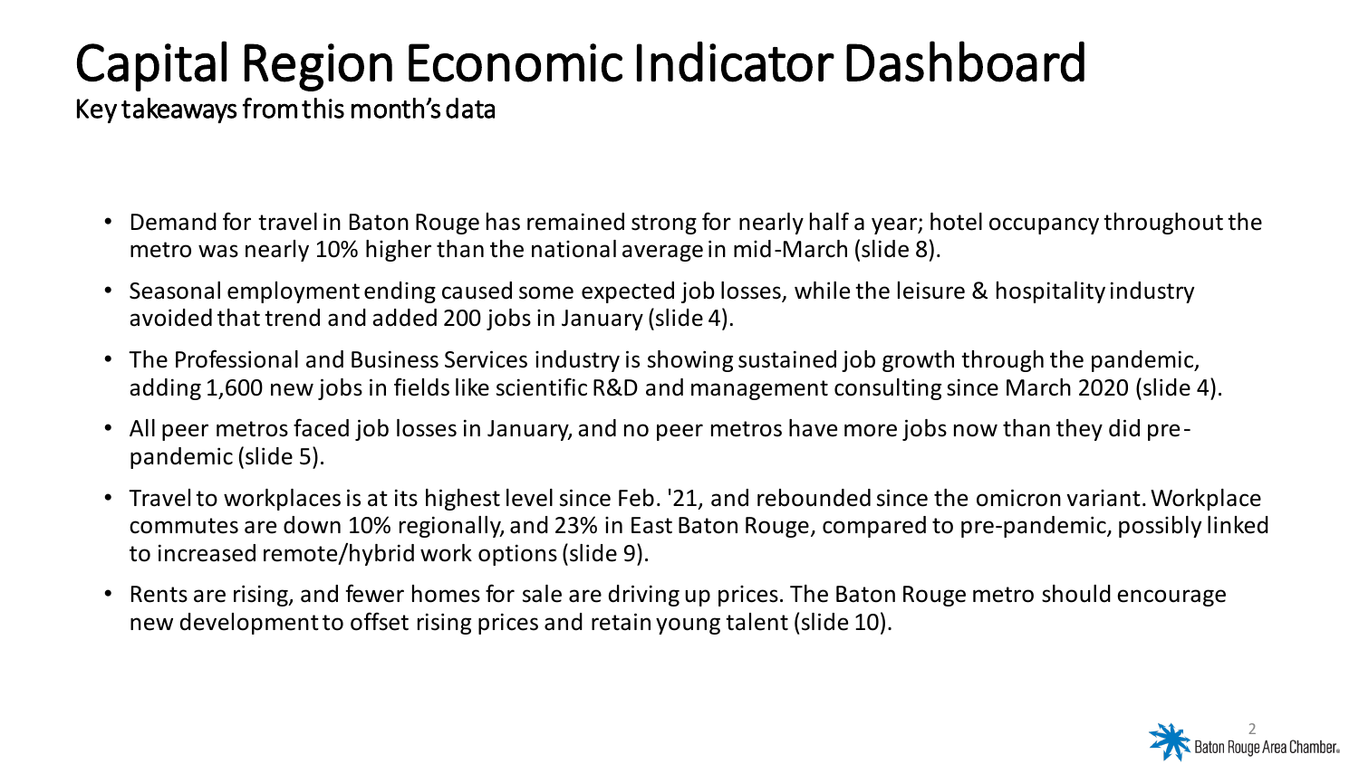# Capital Region Economic Indicator Dashboard

Key takeaways from this month's data

- Demand for travel in Baton Rouge has remained strong for nearly half a year; hotel occupancy throughout the metro was nearly 10% higher than the national average in mid-March (slide 8).
- Seasonal employment ending caused some expected job losses, while the leisure & hospitality industry avoided that trend and added 200 jobs in January (slide 4).
- The Professional and Business Services industry is showing sustained job growth through the pandemic, adding 1,600 new jobs in fields like scientific R&D and management consulting since March 2020 (slide 4).
- All peer metros faced job losses in January, and no peer metros have more jobs now than they did pre-pandemic (slide 5).
- Travel to workplaces is at its highest level since Feb. '21, and rebounded since the omicron variant. Workplace commutes are down 10% regionally, and 23% in East Baton Rouge, compared to pre-pandemic, possibly linked to increased remote/hybrid work options (slide 9).
- Rents are rising, and fewer homes for sale are driving up prices. The Baton Rouge metro should encourage new development to offset rising prices and retain young talent (slide 10).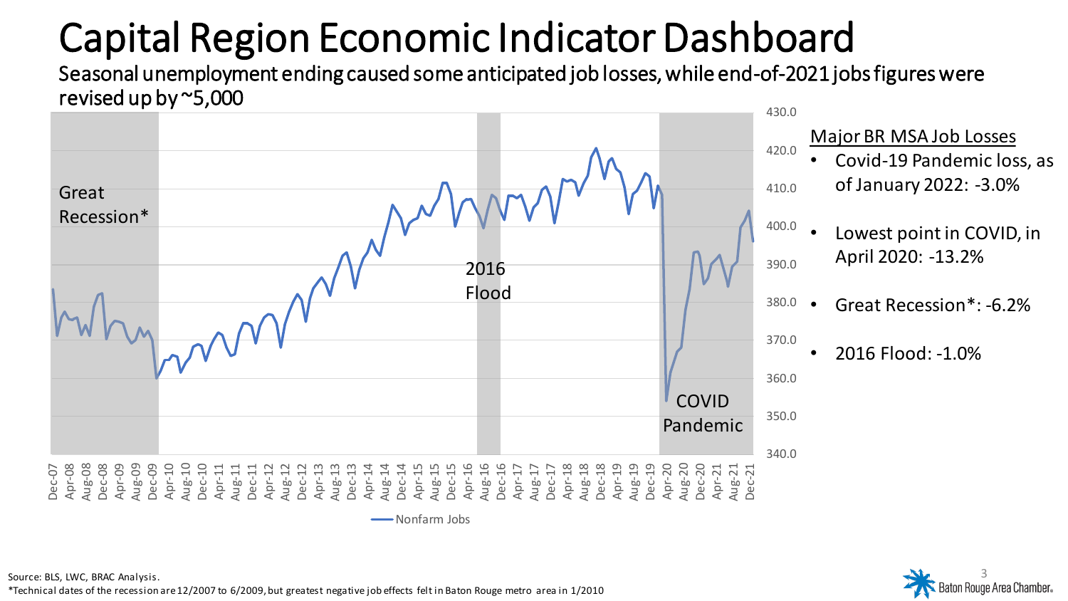# Capital Region Economic Indicator Dashboard

Seasonal unemployment ending caused some anticipated job losses, while end-of-2021 jobs figures were revised up by ~5,000

Great Recession*

2016 Flood

COVID Pandemic

Nonfarm Jobs

Major BR MSA Job Losses

- Covid-19 Pandemic loss, as of January 2022: -3.0%
- Lowest point in COVID, in April 2020: -13.2%
- Great Recession*: -6.2%
- 2016 Flood: -1.0%

Source: BLS, LWC, BRAC Analysis.

*Technical dates of the recession are 12/2007 to 6/2009, but greatest negative job effects felt in Baton Rouge metro area in 1/2010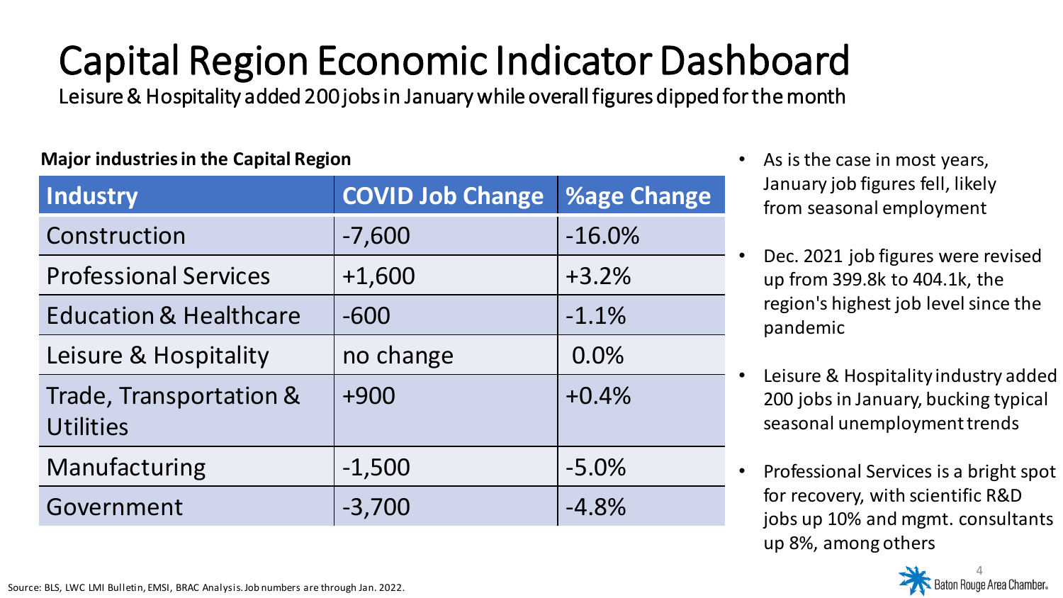# Capital Region Economic Indicator Dashboard

Leisure & Hospitality added 200 jobs in January while overall figures dipped for the month

**Major industries in the Capital Region**

| Industry | COVID Job Change | %age Change |
|---|---|---|
| Construction | -7,600 | -16.0% |
| Professional Services | +1,600 | +3.2% |
| Education & Healthcare | -600 | -1.1% |
| Leisure & Hospitality | no change | 0.0% |
| Trade, Transportation & Utilities | +900 | +0.4% |
| Manufacturing | -1,500 | -5.0% |
| Government | -3,700 | -4.8% |

- As is the case in most years, January job figures fell, likely from seasonal employment
- Dec. 2021 job figures were revised up from 399.8k to 404.1k, the region's highest job level since the pandemic
- Leisure & Hospitality industry added 200 jobs in January, bucking typical seasonal unemployment trends
- Professional Services is a bright spot for recovery, with scientific R&D jobs up 10% and mgmt. consultants up 8%, among others

Source: BLS, LWC LMI Bulletin, EMSI, BRAC Analysis. Job numbers are through Jan. 2022.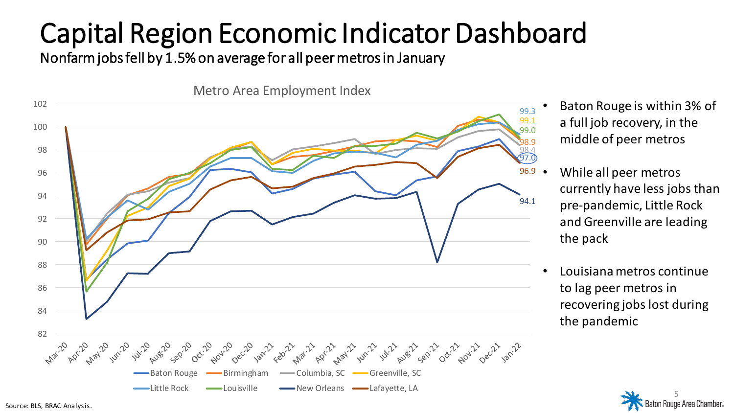# Capital Region Economic Indicator Dashboard

Nonfarm jobs fell by 1.5% on average for all peer metros in January

Metro Area Employment Index

- Baton Rouge is within 3% of a full job recovery, in the middle of peer metros
- While all peer metros currently have less jobs than pre-pandemic, Little Rock and Greenville are leading the pack
- Louisiana metros continue to lag peer metros in recovering jobs lost during the pandemic

Source: BLS, BRAC Analysis.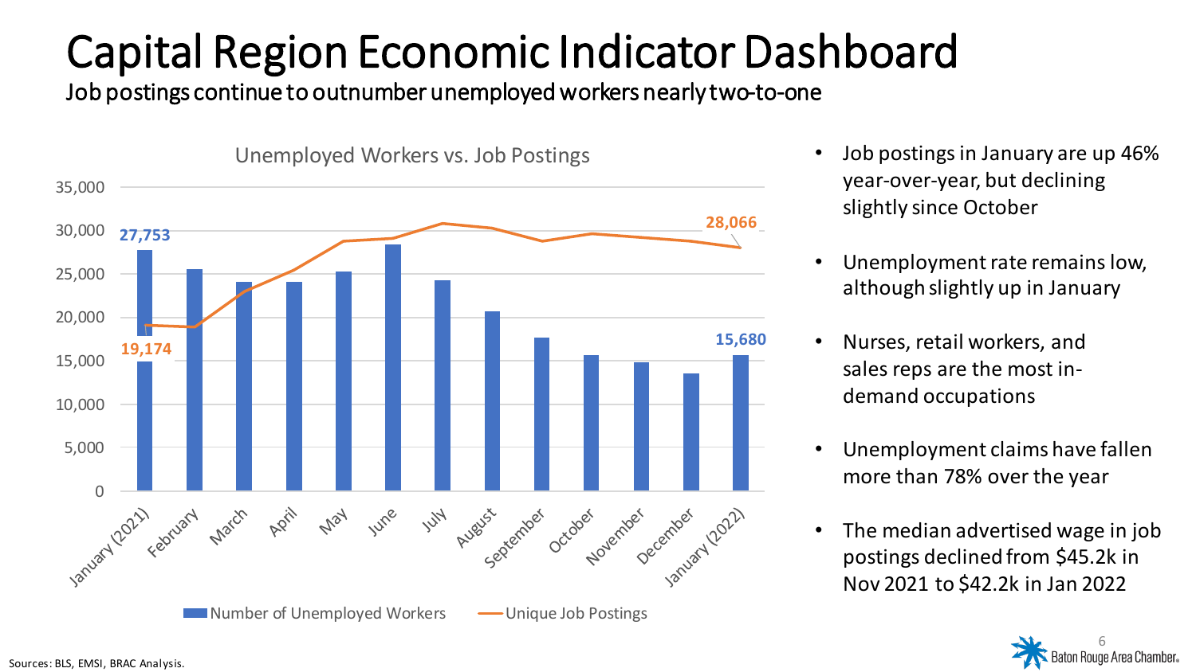# Capital Region Economic Indicator Dashboard

## Job postings continue to outnumber unemployed workers nearly two-to-one

**Unemployed Workers vs. Job Postings**

| Month | Number of Unemployed Workers | Unique Job Postings |
| --- | --- | --- |
| January (2021) | 27,753 | 19,174 |
| January (2022) | 15,680 | 28,066 |

- Job postings in January are up 46% year-over-year, but declining slightly since October
- Unemployment rate remains low, although slightly up in January
- Nurses, retail workers, and sales reps are the most in-demand occupations
- Unemployment claims have fallen more than 78% over the year
- The median advertised wage in job postings declined from $45.2k in Nov 2021 to $42.2k in Jan 2022

Sources: BLS, EMSI, BRAC Analysis.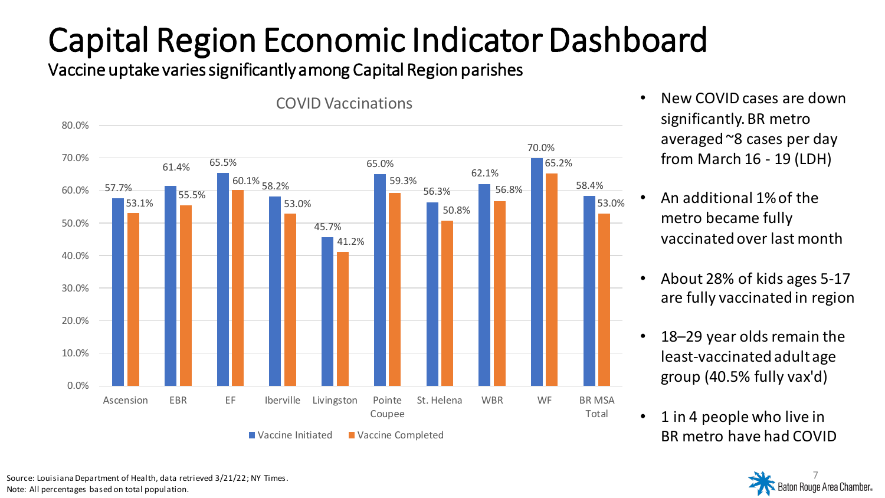# Capital Region Economic Indicator Dashboard

## Vaccine uptake varies significantly among Capital Region parishes

**COVID Vaccinations**

| Parish | Vaccine Initiated | Vaccine Completed |
|---|---|---|
| Ascension | 57.7% | 53.1% |
| EBR | 61.4% | 55.5% |
| EF | 65.5% | 60.1% |
| Iberville | 58.2% | 53.0% |
| Livingston | 45.7% | 41.2% |
| Pointe Coupee | 65.0% | 59.3% |
| St. Helena | 56.3% | 50.8% |
| WBR | 62.1% | 56.8% |
| WF | 70.0% | 65.2% |
| BR MSA Total | 58.4% | 53.0% |

- New COVID cases are down significantly. BR metro averaged ~8 cases per day from March 16 - 19 (LDH)
- An additional 1% of the metro became fully vaccinated over last month
- About 28% of kids ages 5-17 are fully vaccinated in region
- 18–29 year olds remain the least-vaccinated adult age group (40.5% fully vax'd)
- 1 in 4 people who live in BR metro have had COVID

Source: Louisiana Department of Health, data retrieved 3/21/22; NY Times.
Note: All percentages based on total population.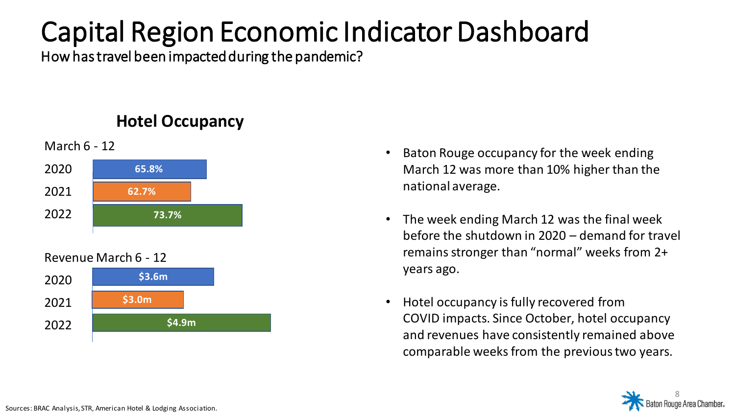# Capital Region Economic Indicator Dashboard

How has travel been impacted during the pandemic?

## Hotel Occupancy

March 6 - 12

| Year | Occupancy |
| --- | --- |
| 2020 | 65.8% |
| 2021 | 62.7% |
| 2022 | 73.7% |

Revenue March 6 - 12

| Year | Revenue |
| --- | --- |
| 2020 | $3.6m |
| 2021 | $3.0m |
| 2022 | $4.9m |

- Baton Rouge occupancy for the week ending March 12 was more than 10% higher than the national average.
- The week ending March 12 was the final week before the shutdown in 2020 – demand for travel remains stronger than "normal" weeks from 2+ years ago.
- Hotel occupancy is fully recovered from COVID impacts. Since October, hotel occupancy and revenues have consistently remained above comparable weeks from the previous two years.

Sources: BRAC Analysis, STR, American Hotel & Lodging Association.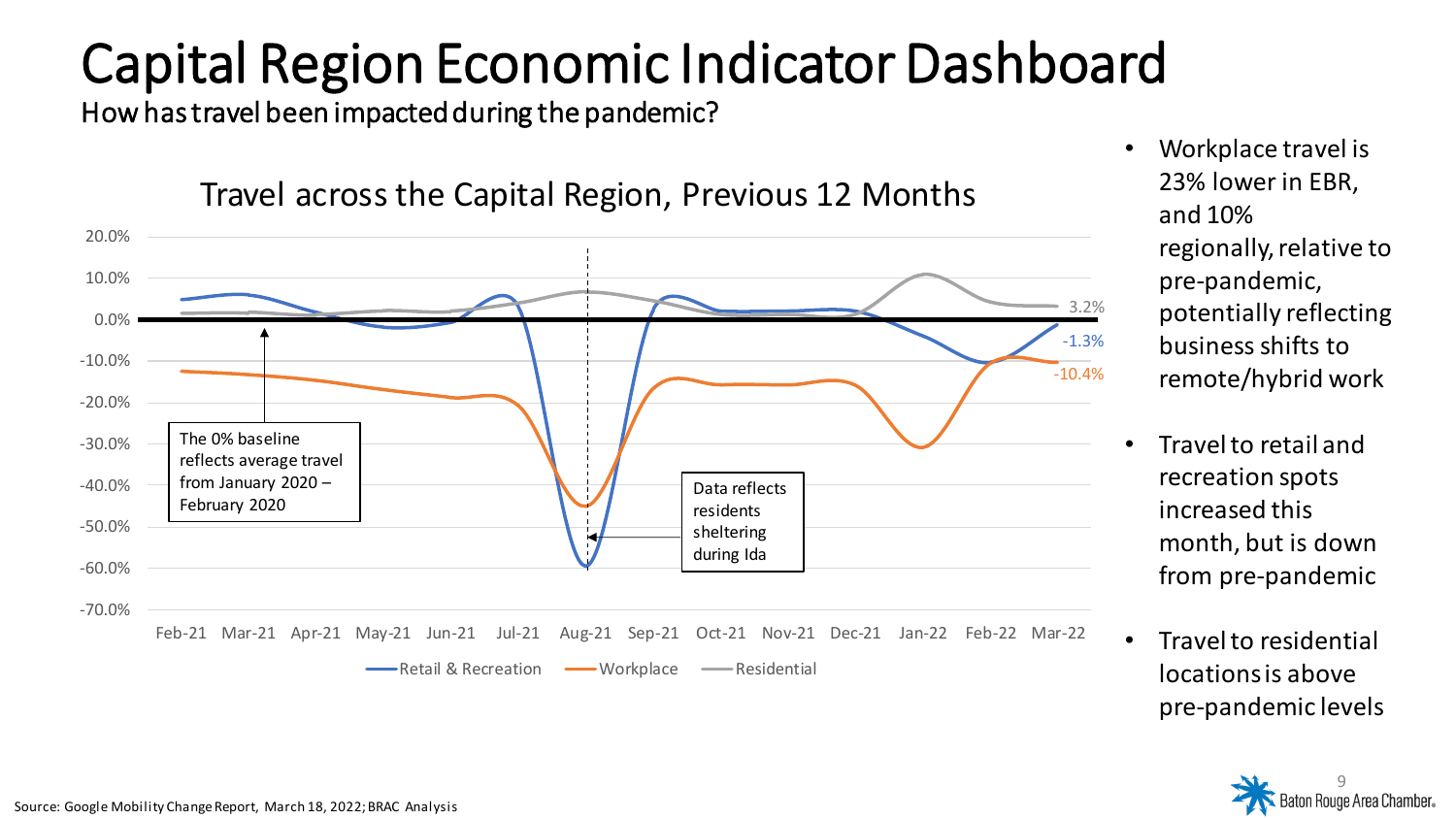# Capital Region Economic Indicator Dashboard

How has travel been impacted during the pandemic?

## Travel across the Capital Region, Previous 12 Months

The 0% baseline reflects average travel from January 2020 – February 2020

Data reflects residents sheltering during Ida

Retail & Recreation: -1.3% | Workplace: -10.4% | Residential: 3.2%

- Workplace travel is 23% lower in EBR, and 10% regionally, relative to pre-pandemic, potentially reflecting business shifts to remote/hybrid work
- Travel to retail and recreation spots increased this month, but is down from pre-pandemic
- Travel to residential locations is above pre-pandemic levels

Source: Google Mobility Change Report, March 18, 2022; BRAC Analysis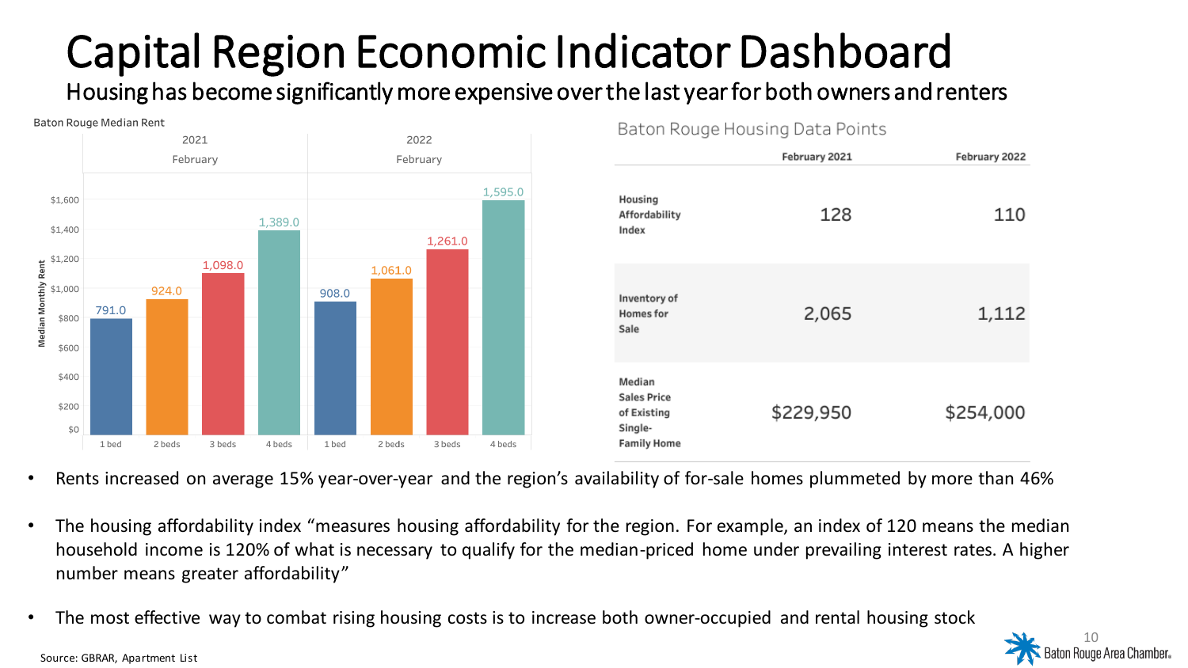# Capital Region Economic Indicator Dashboard

## Housing has become significantly more expensive over the last year for both owners and renters

Baton Rouge Median Rent

2021 February | 2022 February

Median Monthly Rent

$0, $200, $400, $600, $800, $1,000, $1,200, $1,400, $1,600

2021 February: 1 bed 791.0; 2 beds 924.0; 3 beds 1,098.0; 4 beds 1,389.0

2022 February: 1 bed 908.0; 2 beds 1,061.0; 3 beds 1,261.0; 4 beds 1,595.0

Baton Rouge Housing Data Points

| | February 2021 | February 2022 |
|---|---|---|
| Housing Affordability Index | 128 | 110 |
| Inventory of Homes for Sale | 2,065 | 1,112 |
| Median Sales Price of Existing Single-Family Home | $229,950 | $254,000 |

- Rents increased on average 15% year-over-year and the region's availability of for-sale homes plummeted by more than 46%
- The housing affordability index "measures housing affordability for the region. For example, an index of 120 means the median household income is 120% of what is necessary to qualify for the median-priced home under prevailing interest rates. A higher number means greater affordability"
- The most effective way to combat rising housing costs is to increase both owner-occupied and rental housing stock

Source: GBRAR, Apartment List

Baton Rouge Area Chamber.